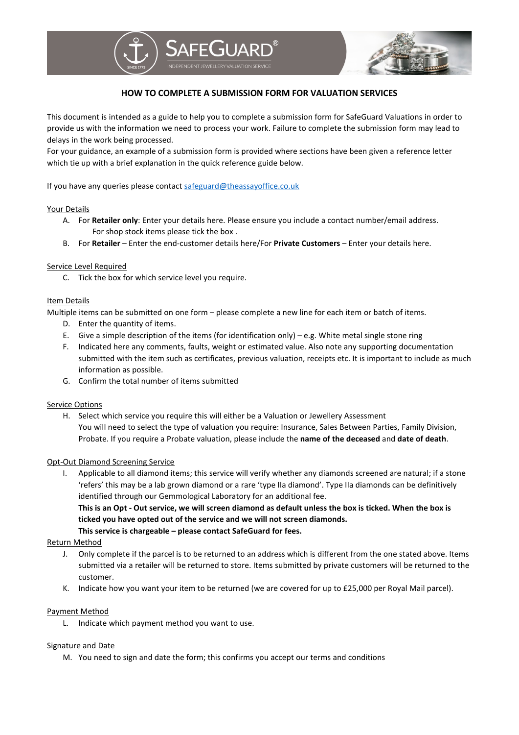# HOW TO COMPLETE A SUBMISSION FORM FOR VALUATION SERVICES

This document is intended as a guide to help you to complete a submission form for SafeGuard Valuations in order to provide us with the information we need to process your work. Failure to complete the submission form may lead to delays in the work being processed.

For your guidance, an example of a submission form is provided where sections have been given a reference letter which tie up with a brief explanation in the quick reference guide below.

If you have any queries please contact safeguard@theassayoffice.co.uk

## Your Details

A. For **Retailer only**: Enter your details here. Please ensure you include a contact number/email address. For shop stock items please tick the box .

B. For **Retailer** – Enter the end-customer details here/For **Private Customers** – Enter your details here.

## Service Level Required

C. Tick the box for which service level you require.

## Item Details

Multiple items can be submitted on one form – please complete a new line for each item or batch of items.

D. Enter the quantity of items.

E. Give a simple description of the items (for identification only) – e.g. White metal single stone ring

F. Indicated here any comments, faults, weight or estimated value. Also note any supporting documentation submitted with the item such as certificates, previous valuation, receipts etc. It is important to include as much information as possible.

G. Confirm the total number of items submitted

## Service Options

H. Select which service you require this will either be a Valuation or Jewellery Assessment
You will need to select the type of valuation you require: Insurance, Sales Between Parties, Family Division, Probate. If you require a Probate valuation, please include the **name of the deceased** and **date of death**.

## Opt-Out Diamond Screening Service

I. Applicable to all diamond items; this service will verify whether any diamonds screened are natural; if a stone 'refers' this may be a lab grown diamond or a rare 'type IIa diamond'. Type IIa diamonds can be definitively identified through our Gemmological Laboratory for an additional fee.
**This is an Opt - Out service, we will screen diamond as default unless the box is ticked. When the box is ticked you have opted out of the service and we will not screen diamonds.**
**This service is chargeable – please contact SafeGuard for fees.**

## Return Method

J. Only complete if the parcel is to be returned to an address which is different from the one stated above. Items submitted via a retailer will be returned to store. Items submitted by private customers will be returned to the customer.

K. Indicate how you want your item to be returned (we are covered for up to £25,000 per Royal Mail parcel).

## Payment Method

L. Indicate which payment method you want to use.

## Signature and Date

M. You need to sign and date the form; this confirms you accept our terms and conditions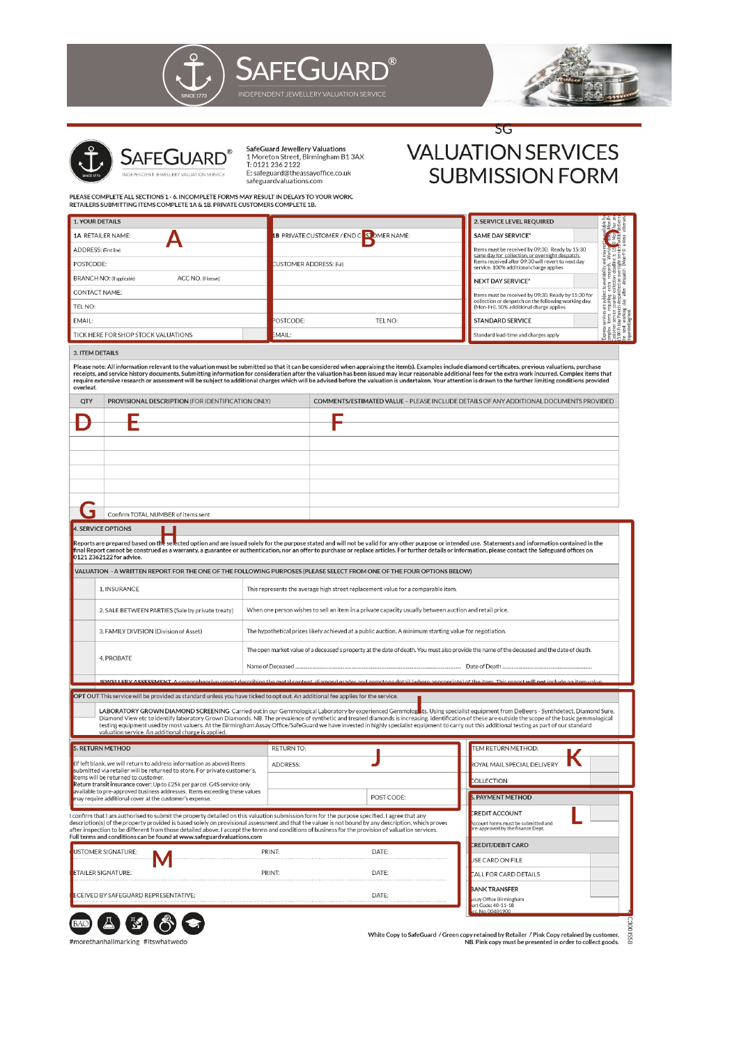# SAFEGUARD®

INDEPENDENT JEWELLERY VALUATION SERVICE

SINCE 1773

SG

**SafeGuard Jewellery Valuations**
1 Moreton Street, Birmingham B1 3AX
T: 0121 236 2122
E: safeguard@theassayoffice.co.uk
safeguardvaluations.com

# VALUATION SERVICES SUBMISSION FORM

PLEASE COMPLETE ALL SECTIONS 1 - 6. INCOMPLETE FORMS MAY RESULT IN DELAYS TO YOUR WORK.
RETAILERS SUBMITTING ITEMS COMPLETE 1A & 1B. PRIVATE CUSTOMERS COMPLETE 1B.

## 1. YOUR DETAILS

A

1A RETAILER NAME:

ADDRESS: (First line)

POSTCODE:

BRANCH NO: (If applicable) ACC NO. (If known)

CONTACT NAME:

TEL NO:

EMAIL:

TICK HERE FOR SHOP STOCK VALUATIONS

B

1B PRIVATE CUSTOMER / END CUSTOMER NAME:

CUSTOMER ADDRESS: (Full)

POSTCODE: TEL NO:

EMAIL:

## 2. SERVICE LEVEL REQUIRED

C

SAME DAY SERVICE*

Items must be received by 09:30. Ready by 15:30 same day for collection or overnight despatch. Items received after 09:30 will revert to next day service. 100% additional charge applies

NEXT DAY SERVICE*

Items must be received by 09:30. Ready by 15:30 for collection or despatch on the following working day. (Mon-Fri). 50% additional charge applies

STANDARD SERVICE

Standard lead-time and charges apply

*Express services are subject to availability and may not be available for complex items requiring extra research. Weekend despatch Mon-Fri. Customer service counter collection only. Items must be ready by 3:00 Friday. Parcels despatched on overnight service will be delivered the next working day after despatch (Mon-Fri) unless otherwise requested/agreed.

## 3. ITEM DETAILS

Please note: All information relevant to the valuation must be submitted so that it can be considered when appraising the item(s). Examples include diamond certificates, previous valuations, purchase receipts, and service history documents. Submitting information for consideration after the valuation has been issued may incur reasonable additional fees for the extra work incurred. Complex items that require extensive research or assessment will be subject to additional charges which will be advised before the valuation is undertaken. Your attention is drawn to the further limiting conditions printed overleaf.

| QTY | PROVISIONAL DESCRIPTION (FOR IDENTIFICATION ONLY) | COMMENTS/ESTIMATED VALUE – PLEASE INCLUDE DETAILS OF ANY ADDITIONAL DOCUMENTS PROVIDED |
|---|---|---|
| D | E | F |
| | | |
| | | |
| | | |
| | | |
| | | |
| G | Confirm TOTAL NUMBER of items sent | |

## 4. SERVICE OPTIONS

H

Reports are prepared based on the selected option and are issued solely for the purpose stated and will not be valid for any other purpose or intended use. Statements and information contained in the final Report cannot be construed as a warranty, a guarantee or authentication, nor an offer to purchase or replace articles. For further details or information, please contact the Safeguard offices on 0121 2362122 for advice.

**VALUATION - A WRITTEN REPORT FOR THE ONE OF THE FOLLOWING PURPOSES (PLEASE SELECT FROM ONE OF THE FOUR OPTIONS BELOW)**

| | | |
|---|---|---|
| | 1. INSURANCE | This represents the average high street replacement value for a comparable item. |
| | 2. SALE BETWEEN PARTIES (Sale by private treaty) | When one person wishes to sell an item in a private capacity usually between auction and retail price. |
| | 3. FAMILY DIVISION (Division of Asset) | The hypothetical prices likely achieved at a public auction. A minimum starting value for negotiation. |
| | 4. PROBATE | The open market value of a deceased's property at the date of death. You must also provide the name of the deceased and the date of death. Name of Deceased ........ Date of Death ........ |

JEWELLERY ASSESSMENT A comprehensive report describing the metal content, diamond grades and gemstone detail (where appropriate) of the item. This report will not include an item value.

I

OPT OUT This service will be provided as standard unless you have ticked to opt out. An additional fee applies for the service.

| | |
|---|---|
| | **LABORATORY GROWN DIAMOND SCREENING** Carried out in our Gemmological Laboratory by experienced Gemmologists. Using specialist equipment from DeBeers - Synthdetect, Diamond Sure, Diamond View etc to identify laboratory Grown Diamonds. NB. The prevalence of synthetic and treated diamonds is increasing. Identification of these are outside the scope of the basic gemmological testing equipment used by most valuers. At the Birmingham Assay Office/SafeGuard we have invested in highly specialist equipment to carry out this additional testing as part of our standard valuation service. An additional charge is applied. |

## 5. RETURN METHOD

J

(If left blank, we will return to address information as above) Items submitted via retailer will be returned to store. For private customer's, items will be returned to customer.
**Return transit insurance cover:** Up to £25k per parcel. G4S service only available to pre-approved business addresses. Items exceeding these values may require additional cover at the customer's expense.

RETURN TO:

ADDRESS:

POST CODE:

K

ITEM RETURN METHOD:

ROYAL MAIL SPECIAL DELIVERY

COLLECTION

## 6. PAYMENT METHOD

L

CREDIT ACCOUNT

Account forms must be submitted and pre-approved by the finance Dept.

CREDIT/DEBIT CARD

USE CARD ON FILE

CALL FOR CARD DETAILS

BANK TRANSFER

Assay Office Birmingham
Sort Code: 40-11-18
Acc No. 00401900

I confirm that I am authorised to submit the property detailed on this valuation submission form for the purpose specified. I agree that any description(s) of the property provided is based solely on provisional assessment and that the valuer is not bound by any description, which proves after inspection to be different from those detailed above. I accept the terms and conditions of business for the provision of valuation services.
Full terms and conditions can be found at www.safeguardvaluations.com

M

CUSTOMER SIGNATURE: PRINT: DATE:

RETAILER SIGNATURE: PRINT: DATE:

RECEIVED BY SAFEGUARD REPRESENTATIVE: DATE:

BAO

#morethanhallmarking #itswhatwedo

White Copy to SafeGuard / Green copy retained by Retailer / Pink Copy retained by customer.
NB. Pink copy must be presented in order to collect goods.

SSB100C2